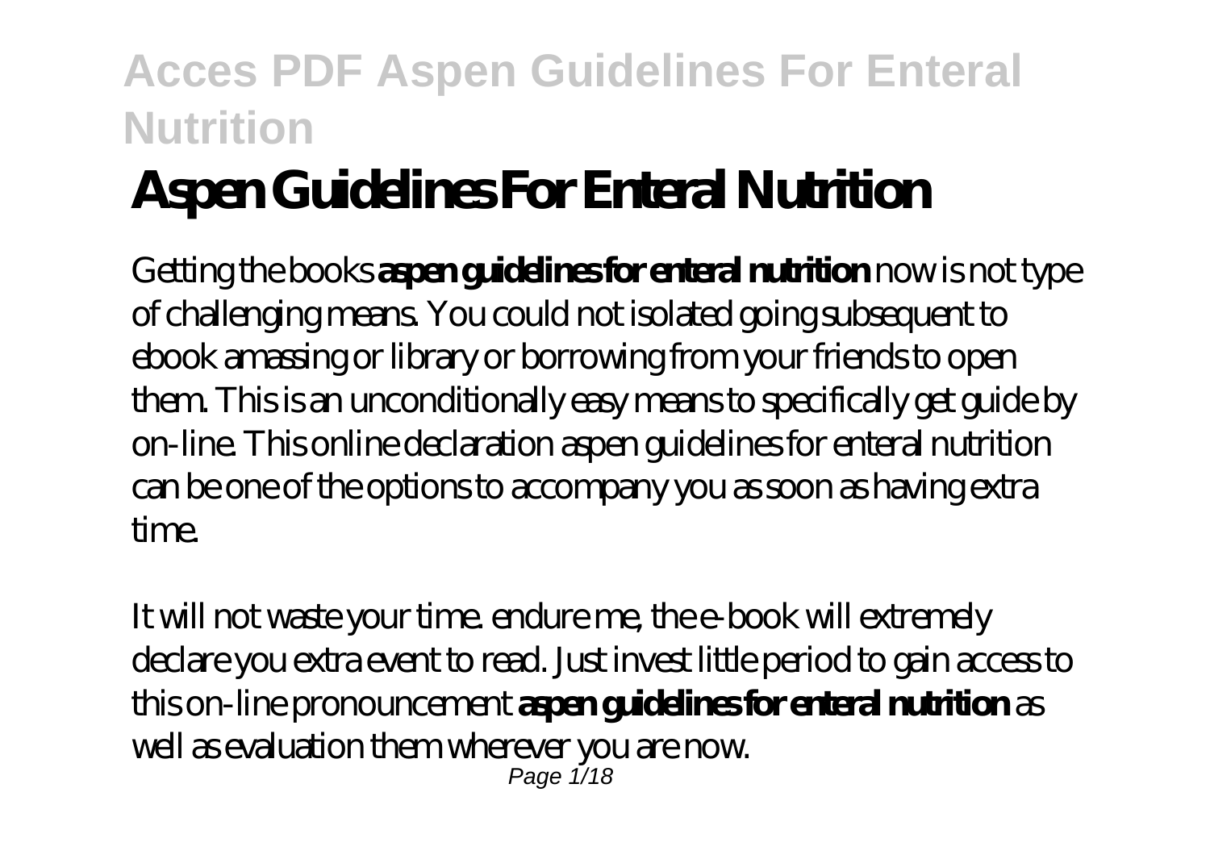# Aspen Guidelines For Enteral Nutrition

Getting the books **aspen guidelines for enteral nutrition** now is not type of challenging means. You could not isolated going subsequent to ebook amassing or library or borrowing from your friends to open them. This is an unconditionally easy means to specifically get guide by on-line. This online declaration aspen guidelines for enteral nutrition can be one of the options to accompany you as soon as having extra time.

It will not waste your time. endure me, the e-book will extremely declare you extra event to read. Just invest little period to gain access to this on-line pronouncement **aspen guidelines for enteral nutrition** as well as evaluation them wherever you are now.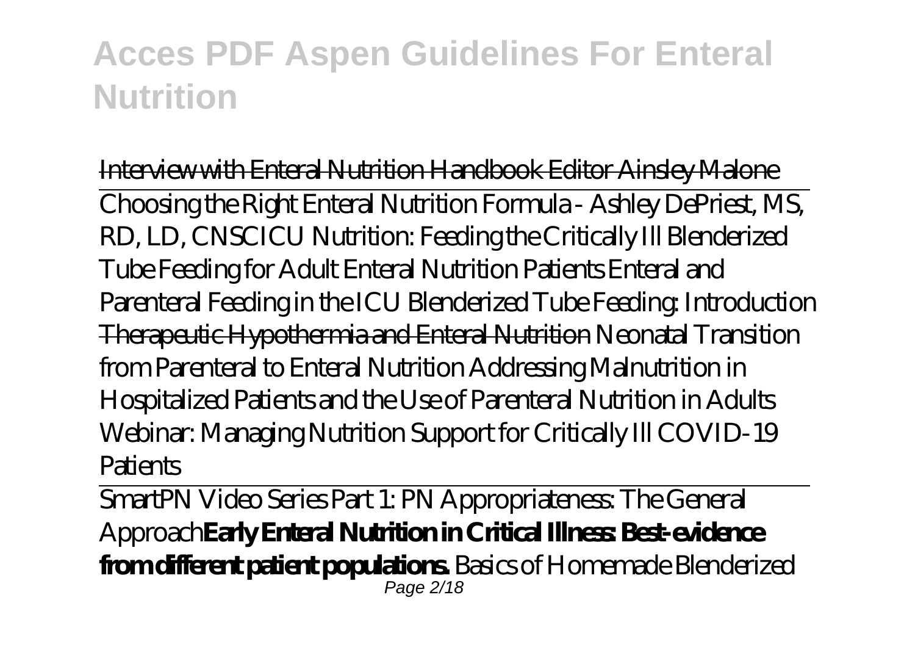~~Interview with Enteral Nutrition Handbook Editor Ainsley Malone~~

Choosing the Right Enteral Nutrition Formula - Ashley DePriest, MS, RD, LD, CNSC*ICU Nutrition: Feeding the Critically Ill Blenderized Tube Feeding for Adult Enteral Nutrition Patients Enteral and Parenteral Feeding in the ICU Blenderized Tube Feeding: Introduction* ~~Therapeutic Hypothermia and Enteral Nutrition~~ *Neonatal Transition from Parenteral to Enteral Nutrition Addressing Malnutrition in Hospitalized Patients and the Use of Parenteral Nutrition in Adults Webinar: Managing Nutrition Support for Critically Ill COVID-19 Patients*

SmartPN Video Series Part 1: PN Appropriateness: The General Approach**Early Enteral Nutrition in Critical Illness: Best-evidence from different patient populations.** *Basics of Homemade Blenderized*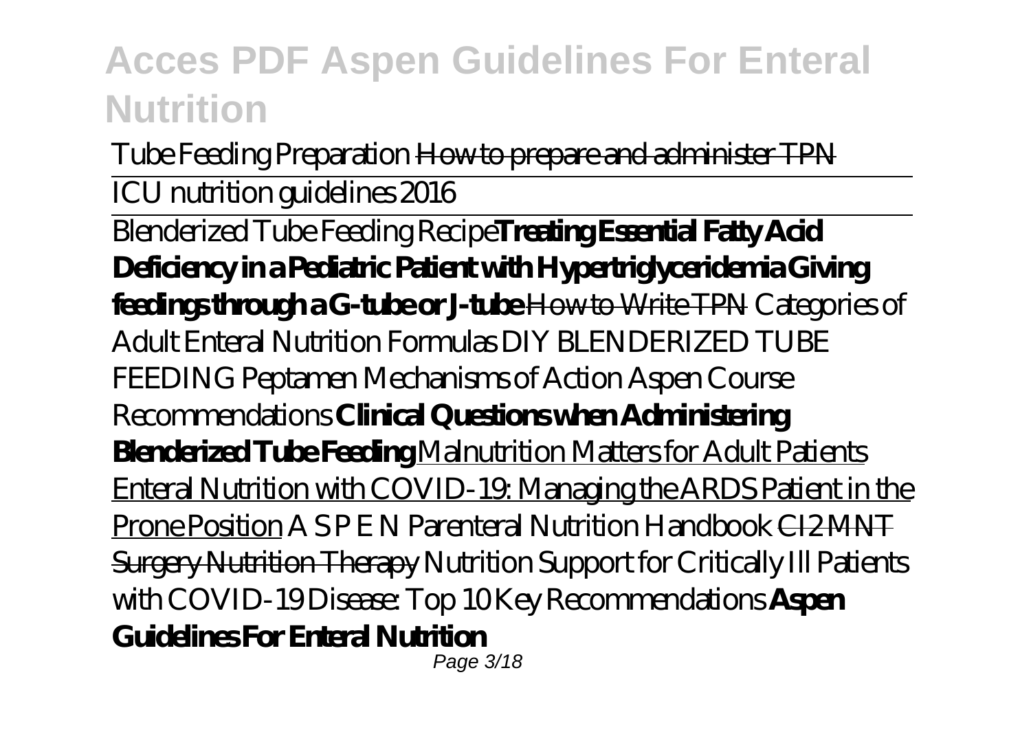Tube Feeding Preparation ~~How to prepare and administer TPN~~

ICU nutrition guidelines 2016

Blenderized Tube Feeding Recipe **Treating Essential Fatty Acid Deficiency in a Pediatric Patient with Hypertriglyceridemia Giving feedings through a G-tube or J-tube** ~~How to Write TPN~~ *Categories of Adult Enteral Nutrition Formulas* *DIY BLENDERIZED TUBE FEEDING* *Peptamen Mechanisms of Action* *Aspen Course Recommendations* **Clinical Questions when Administering Blenderized Tube Feeding** Malnutrition Matters for Adult Patients Enteral Nutrition with COVID-19: Managing the ARDS Patient in the Prone Position *A S P E N Parenteral Nutrition Handbook* ~~CI2 MNT Surgery Nutrition Therapy~~ *Nutrition Support for Critically Ill Patients with COVID-19 Disease: Top 10 Key Recommendations* **Aspen Guidelines For Enteral Nutrition**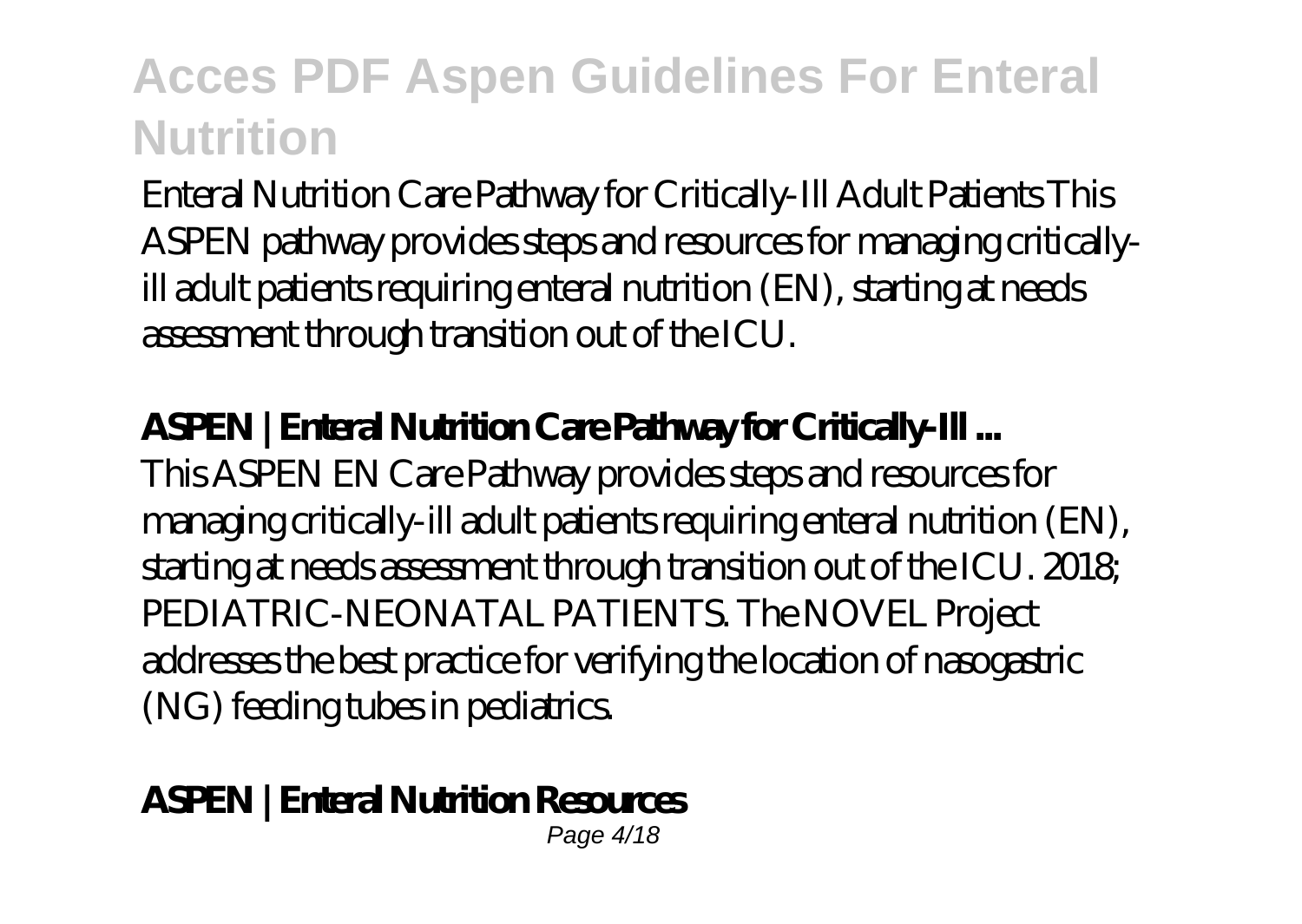Enteral Nutrition Care Pathway for Critically-Ill Adult Patients This ASPEN pathway provides steps and resources for managing critically-ill adult patients requiring enteral nutrition (EN), starting at needs assessment through transition out of the ICU.

**ASPEN | Enteral Nutrition Care Pathway for Critically-Ill ...**

This ASPEN EN Care Pathway provides steps and resources for managing critically-ill adult patients requiring enteral nutrition (EN), starting at needs assessment through transition out of the ICU. 2018; PEDIATRIC-NEONATAL PATIENTS. The NOVEL Project addresses the best practice for verifying the location of nasogastric (NG) feeding tubes in pediatrics.

**ASPEN | Enteral Nutrition Resources**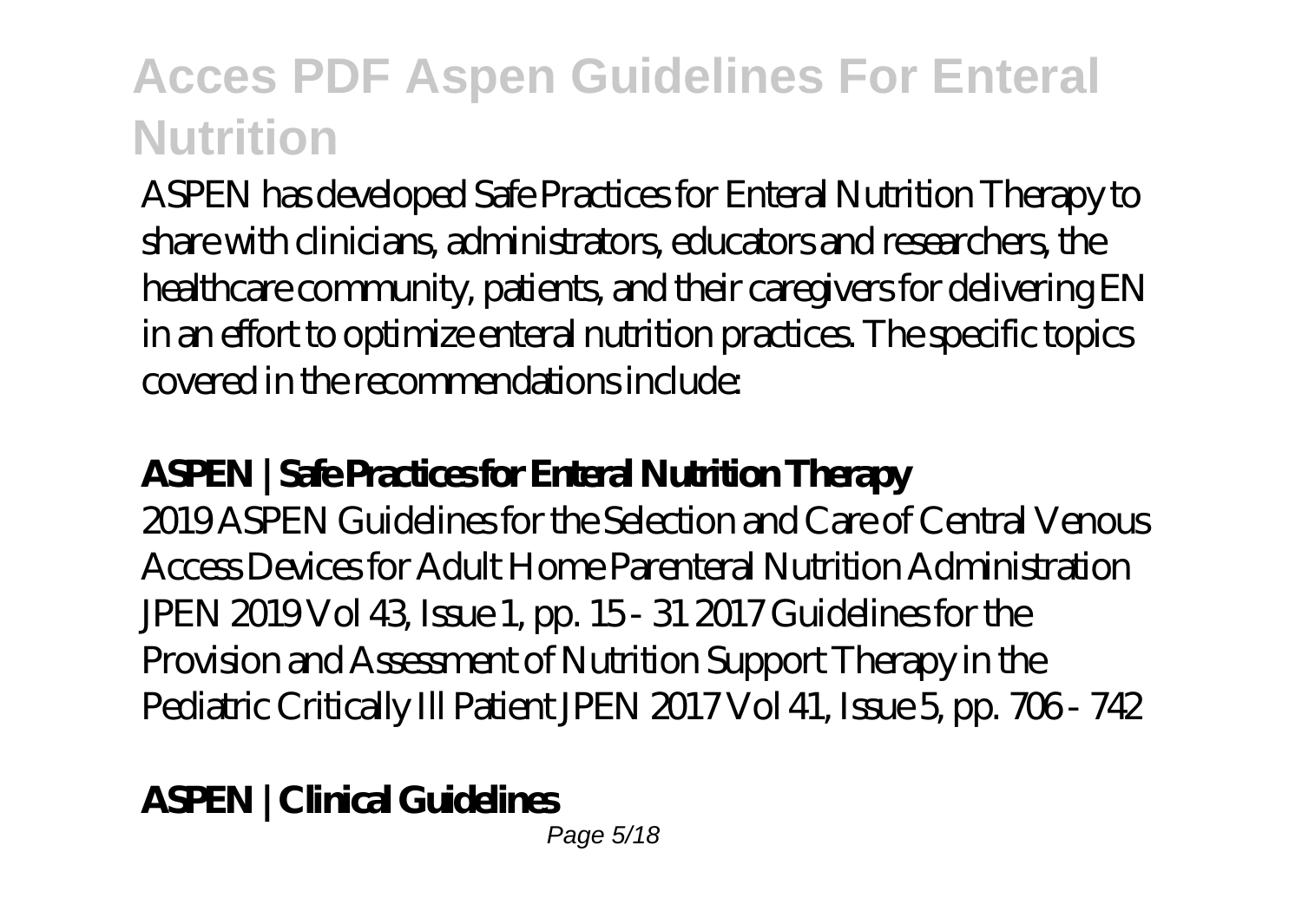ASPEN has developed Safe Practices for Enteral Nutrition Therapy to share with clinicians, administrators, educators and researchers, the healthcare community, patients, and their caregivers for delivering EN in an effort to optimize enteral nutrition practices. The specific topics covered in the recommendations include:

**ASPEN | Safe Practices for Enteral Nutrition Therapy**

2019 ASPEN Guidelines for the Selection and Care of Central Venous Access Devices for Adult Home Parenteral Nutrition Administration JPEN 2019 Vol 43, Issue 1, pp. 15 - 31 2017 Guidelines for the Provision and Assessment of Nutrition Support Therapy in the Pediatric Critically Ill Patient JPEN 2017 Vol 41, Issue 5, pp. 706 - 742

**ASPEN | Clinical Guidelines**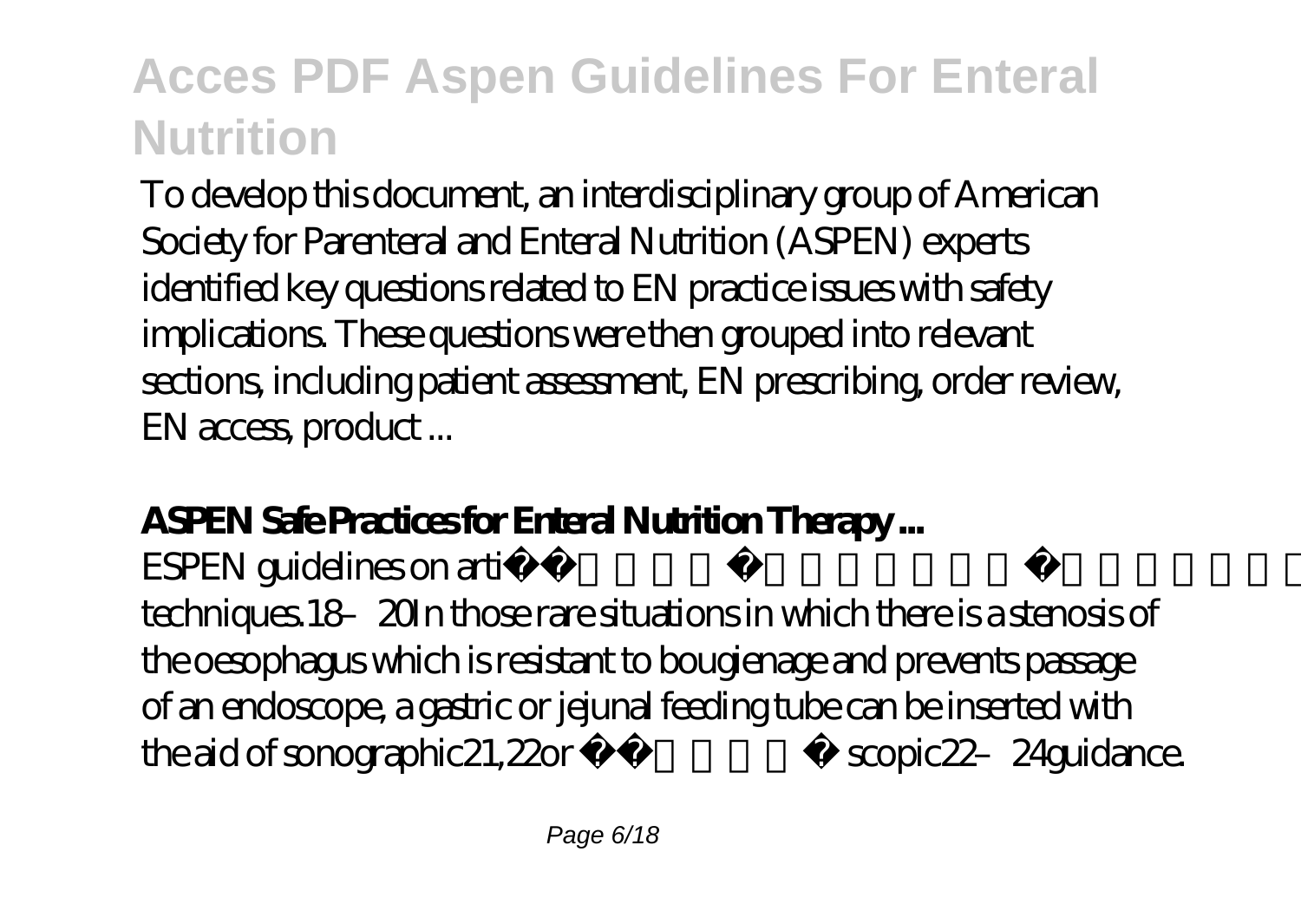To develop this document, an interdisciplinary group of American Society for Parenteral and Enteral Nutrition (ASPEN) experts identified key questions related to EN practice issues with safety implications. These questions were then grouped into relevant sections, including patient assessment, EN prescribing, order review, EN access, product ...

**ASPEN Safe Practices for Enteral Nutrition Therapy ...**

ESPEN guidelines on arti techniques.[18–20] In those rare situations in which there is a stenosis of the oesophagus which is resistant to bougienage and prevents passage of an endoscope, a gastric or jejunal feeding tube can be inserted with the aid of sonographic[21,22] or fluoroscopic[22–24] guidance.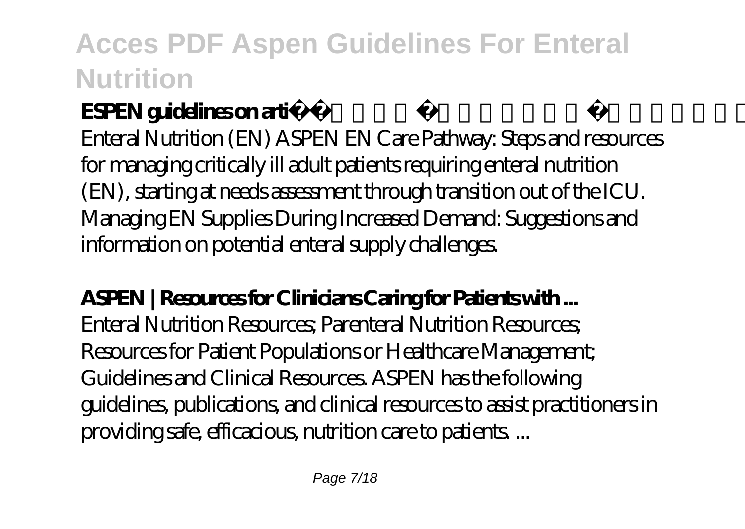**ESPEN guidelines on artificial enteral nutrition ...**
Enteral Nutrition (EN) ASPEN EN Care Pathway: Steps and resources for managing critically ill adult patients requiring enteral nutrition (EN), starting at needs assessment through transition out of the ICU. Managing EN Supplies During Increased Demand: Suggestions and information on potential enteral supply challenges.

**ASPEN | Resources for Clinicians Caring for Patients with ...**
Enteral Nutrition Resources; Parenteral Nutrition Resources; Resources for Patient Populations or Healthcare Management; Guidelines and Clinical Resources. ASPEN has the following guidelines, publications, and clinical resources to assist practitioners in providing safe, efficacious, nutrition care to patients. ...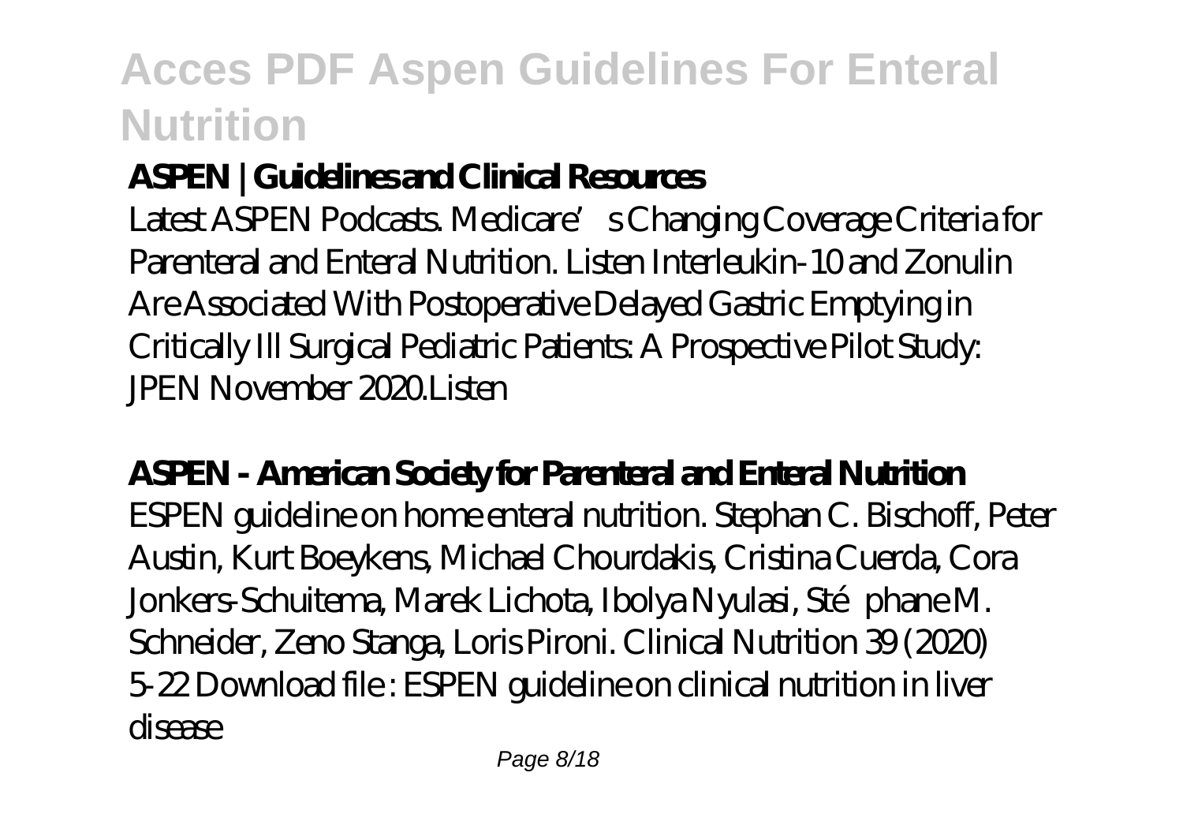### ASPEN | Guidelines and Clinical Resources

Latest ASPEN Podcasts. Medicare's Changing Coverage Criteria for Parenteral and Enteral Nutrition. Listen Interleukin-10 and Zonulin Are Associated With Postoperative Delayed Gastric Emptying in Critically Ill Surgical Pediatric Patients: A Prospective Pilot Study: JPEN November 2020.Listen

### ASPEN - American Society for Parenteral and Enteral Nutrition

ESPEN guideline on home enteral nutrition. Stephan C. Bischoff, Peter Austin, Kurt Boeykens, Michael Chourdakis, Cristina Cuerda, Cora Jonkers-Schuitema, Marek Lichota, Ibolya Nyulasi, Stéphane M. Schneider, Zeno Stanga, Loris Pironi. Clinical Nutrition 39 (2020) 5-22 Download file : ESPEN guideline on clinical nutrition in liver disease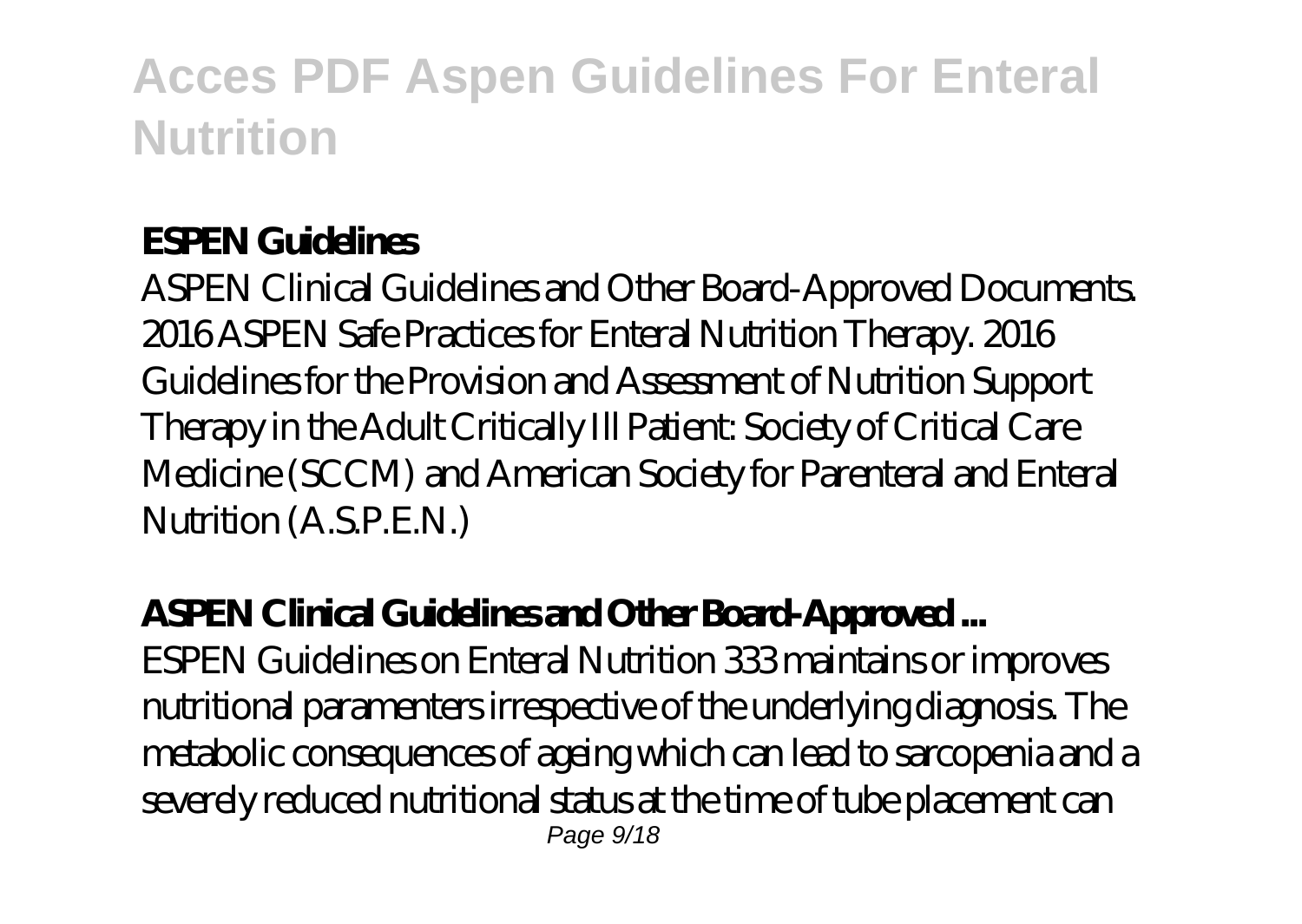### **ESPEN Guidelines**

ASPEN Clinical Guidelines and Other Board-Approved Documents. 2016 ASPEN Safe Practices for Enteral Nutrition Therapy. 2016 Guidelines for the Provision and Assessment of Nutrition Support Therapy in the Adult Critically Ill Patient: Society of Critical Care Medicine (SCCM) and American Society for Parenteral and Enteral Nutrition (A.S.P.E.N.)

### **ASPEN Clinical Guidelines and Other Board-Approved ...**

ESPEN Guidelines on Enteral Nutrition 333 maintains or improves nutritional paramenters irrespective of the underlying diagnosis. The metabolic consequences of ageing which can lead to sarcopenia and a severely reduced nutritional status at the time of tube placement can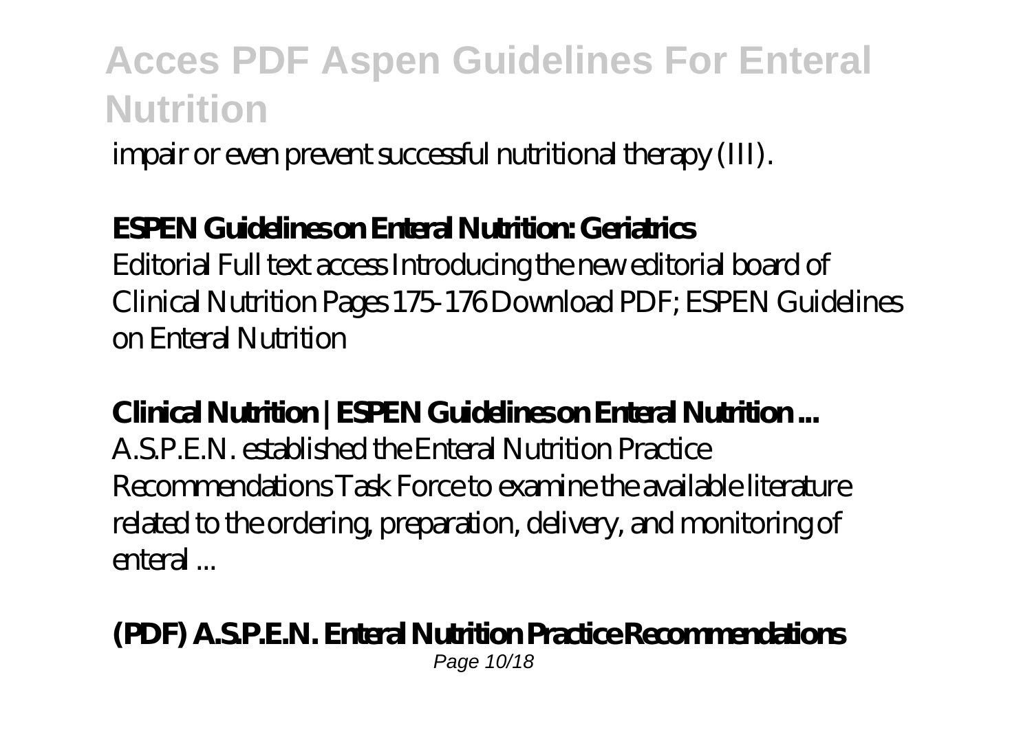impair or even prevent successful nutritional therapy (III).

**ESPEN Guidelines on Enteral Nutrition: Geriatrics**

Editorial Full text access Introducing the new editorial board of Clinical Nutrition Pages 175-176 Download PDF; ESPEN Guidelines on Enteral Nutrition

**Clinical Nutrition | ESPEN Guidelines on Enteral Nutrition ...**

A.S.P.E.N. established the Enteral Nutrition Practice Recommendations Task Force to examine the available literature related to the ordering, preparation, delivery, and monitoring of enteral ...

**(PDF) A.S.P.E.N. Enteral Nutrition Practice Recommendations**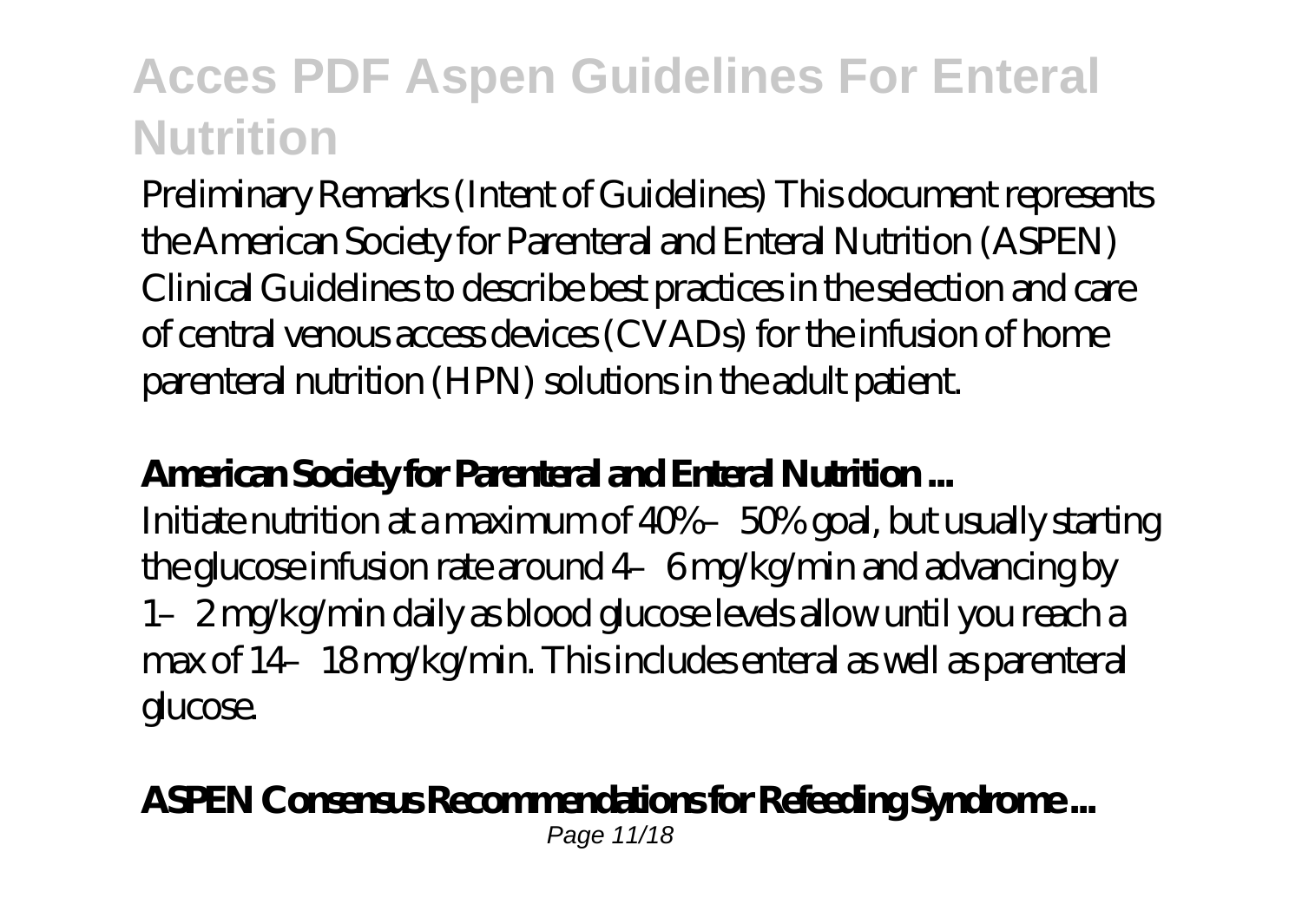Preliminary Remarks (Intent of Guidelines) This document represents the American Society for Parenteral and Enteral Nutrition (ASPEN) Clinical Guidelines to describe best practices in the selection and care of central venous access devices (CVADs) for the infusion of home parenteral nutrition (HPN) solutions in the adult patient.

**American Society for Parenteral and Enteral Nutrition ...**

Initiate nutrition at a maximum of 40%–50% goal, but usually starting the glucose infusion rate around 4–6 mg/kg/min and advancing by 1–2 mg/kg/min daily as blood glucose levels allow until you reach a max of 14–18 mg/kg/min. This includes enteral as well as parenteral glucose.

**ASPEN Consensus Recommendations for Refeeding Syndrome ...**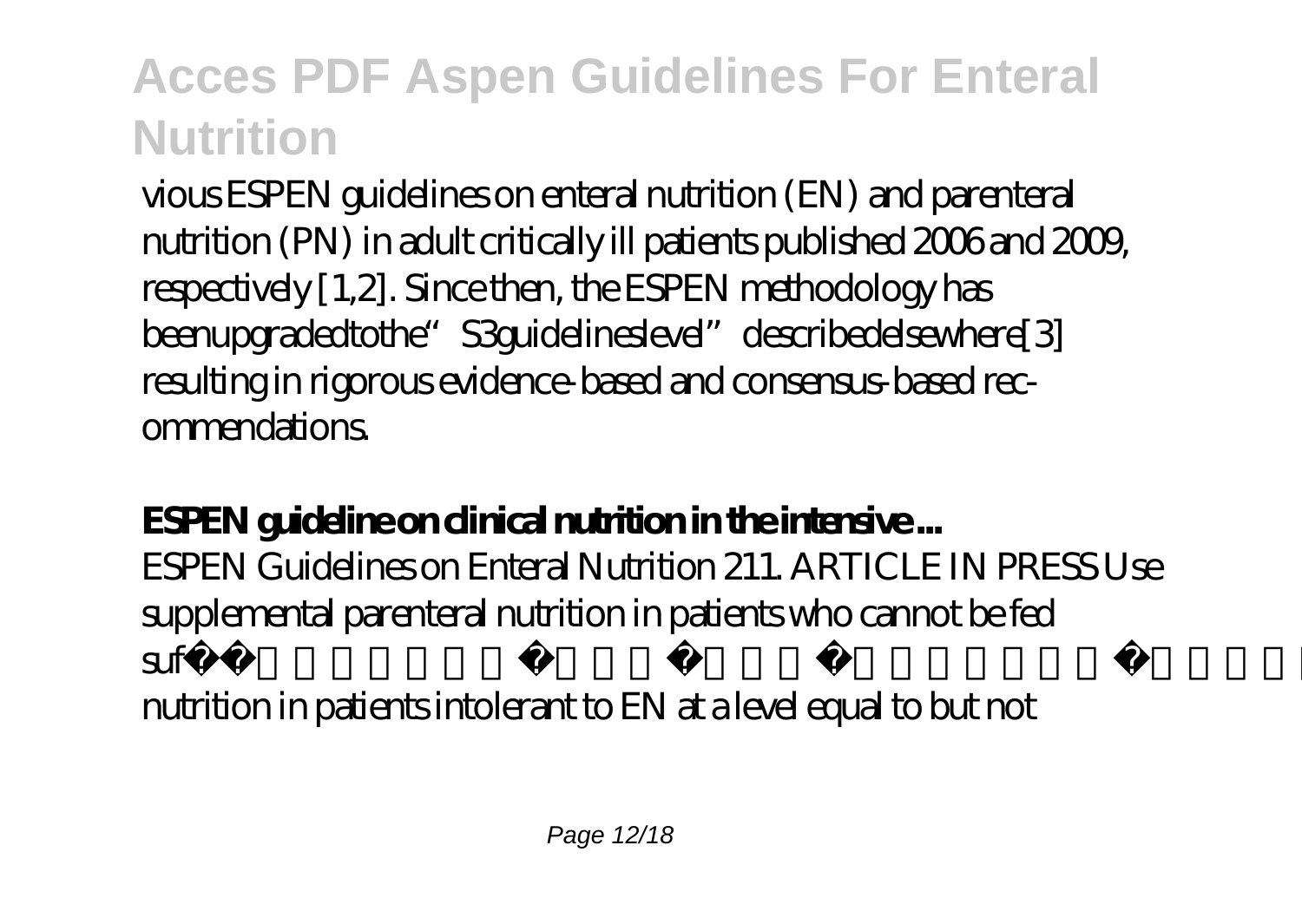vious ESPEN guidelines on enteral nutrition (EN) and parenteral nutrition (PN) in adult critically ill patients published 2006 and 2009, respectively [1,2]. Since then, the ESPEN methodology has beenupgradedtothe"S3guidelineslevel" describedelsewhere[3] resulting in rigorous evidence-based and consensus-based recommendations.

**ESPEN guideline on clinical nutrition in the intensive ...**

ESPEN Guidelines on Enteral Nutrition 211. ARTICLE IN PRESS Use supplemental parenteral nutrition in patients who cannot be fed suf
nutrition in patients intolerant to EN at a level equal to but not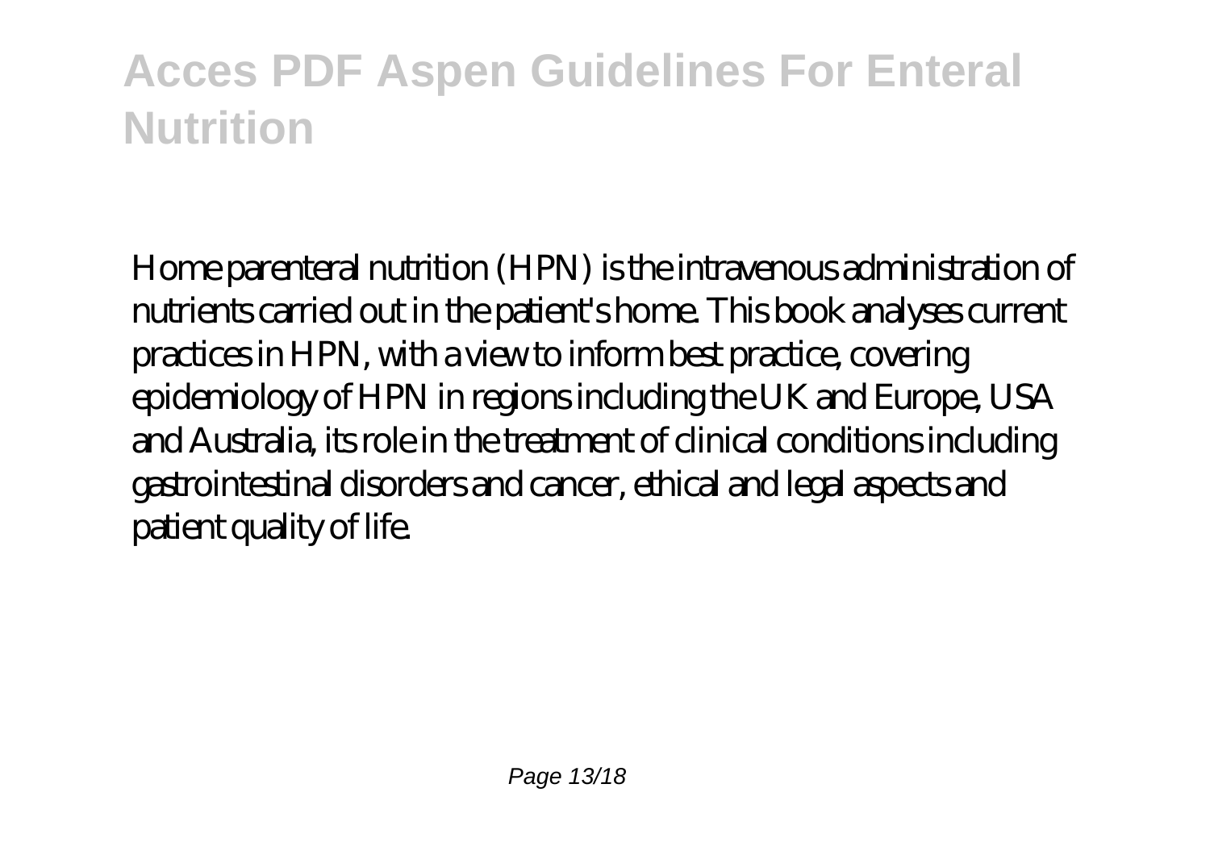Home parenteral nutrition (HPN) is the intravenous administration of nutrients carried out in the patient's home. This book analyses current practices in HPN, with a view to inform best practice, covering epidemiology of HPN in regions including the UK and Europe, USA and Australia, its role in the treatment of clinical conditions including gastrointestinal disorders and cancer, ethical and legal aspects and patient quality of life.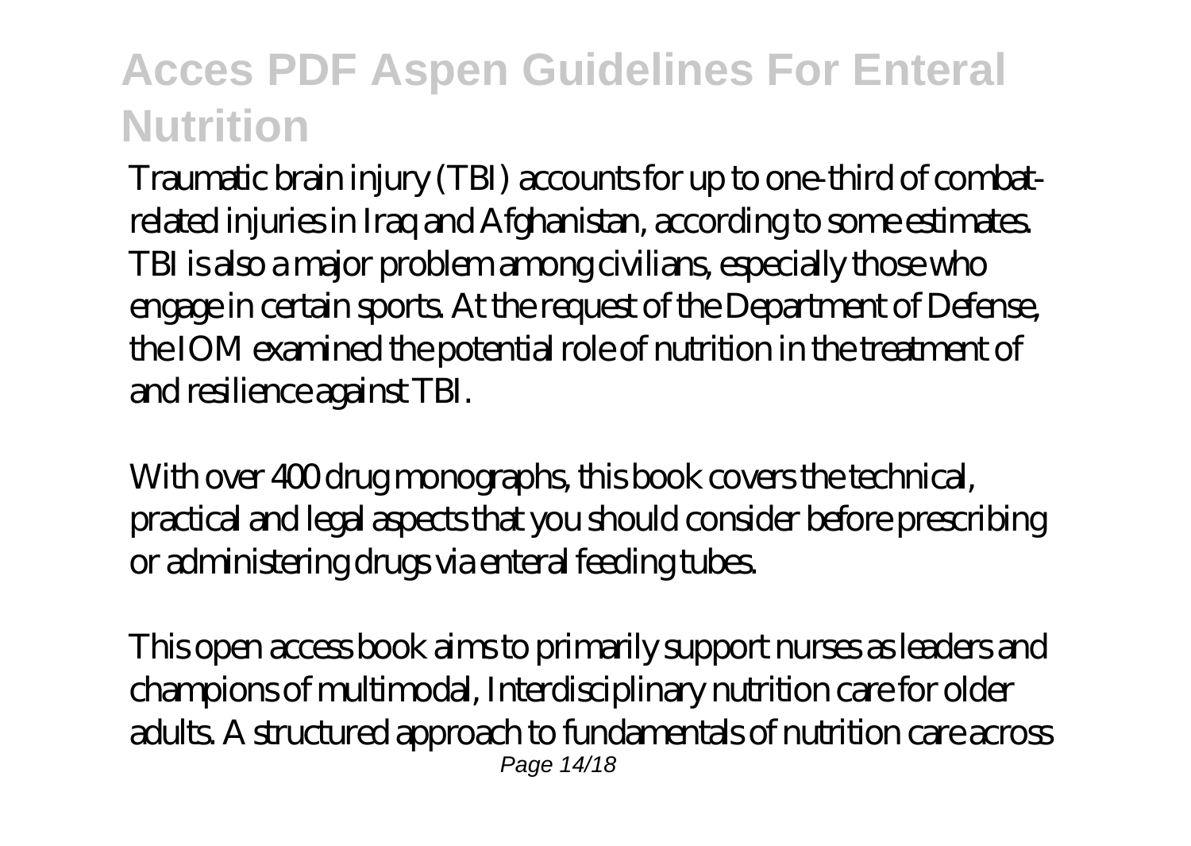Traumatic brain injury (TBI) accounts for up to one-third of combat-related injuries in Iraq and Afghanistan, according to some estimates. TBI is also a major problem among civilians, especially those who engage in certain sports. At the request of the Department of Defense, the IOM examined the potential role of nutrition in the treatment of and resilience against TBI.

With over 400 drug monographs, this book covers the technical, practical and legal aspects that you should consider before prescribing or administering drugs via enteral feeding tubes.

This open access book aims to primarily support nurses as leaders and champions of multimodal, Interdisciplinary nutrition care for older adults. A structured approach to fundamentals of nutrition care across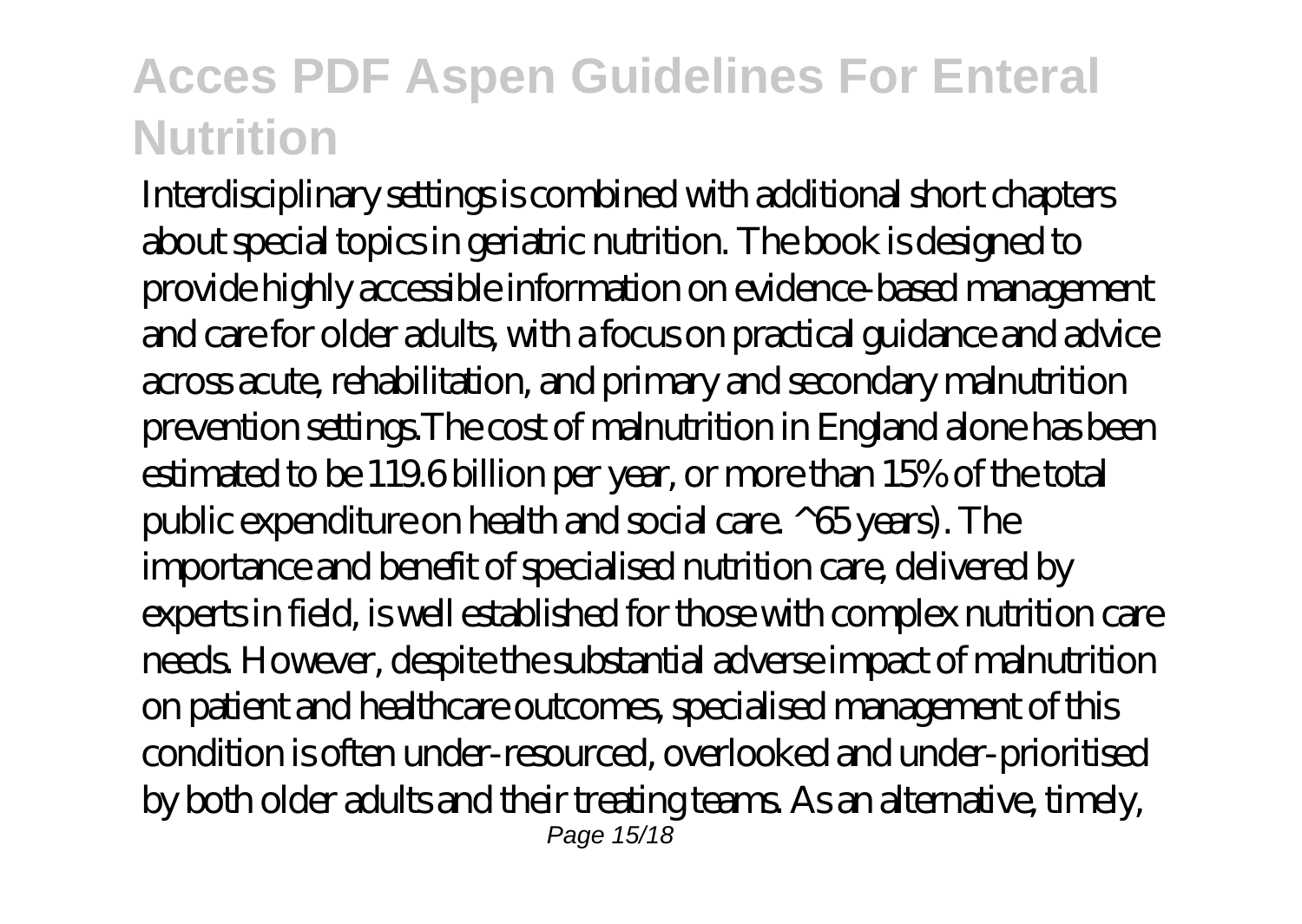Interdisciplinary settings is combined with additional short chapters about special topics in geriatric nutrition. The book is designed to provide highly accessible information on evidence-based management and care for older adults, with a focus on practical guidance and advice across acute, rehabilitation, and primary and secondary malnutrition prevention settings.The cost of malnutrition in England alone has been estimated to be 119.6 billion per year, or more than 15% of the total public expenditure on health and social care. ^65 years). The importance and benefit of specialised nutrition care, delivered by experts in field, is well established for those with complex nutrition care needs. However, despite the substantial adverse impact of malnutrition on patient and healthcare outcomes, specialised management of this condition is often under-resourced, overlooked and under-prioritised by both older adults and their treating teams. As an alternative, timely,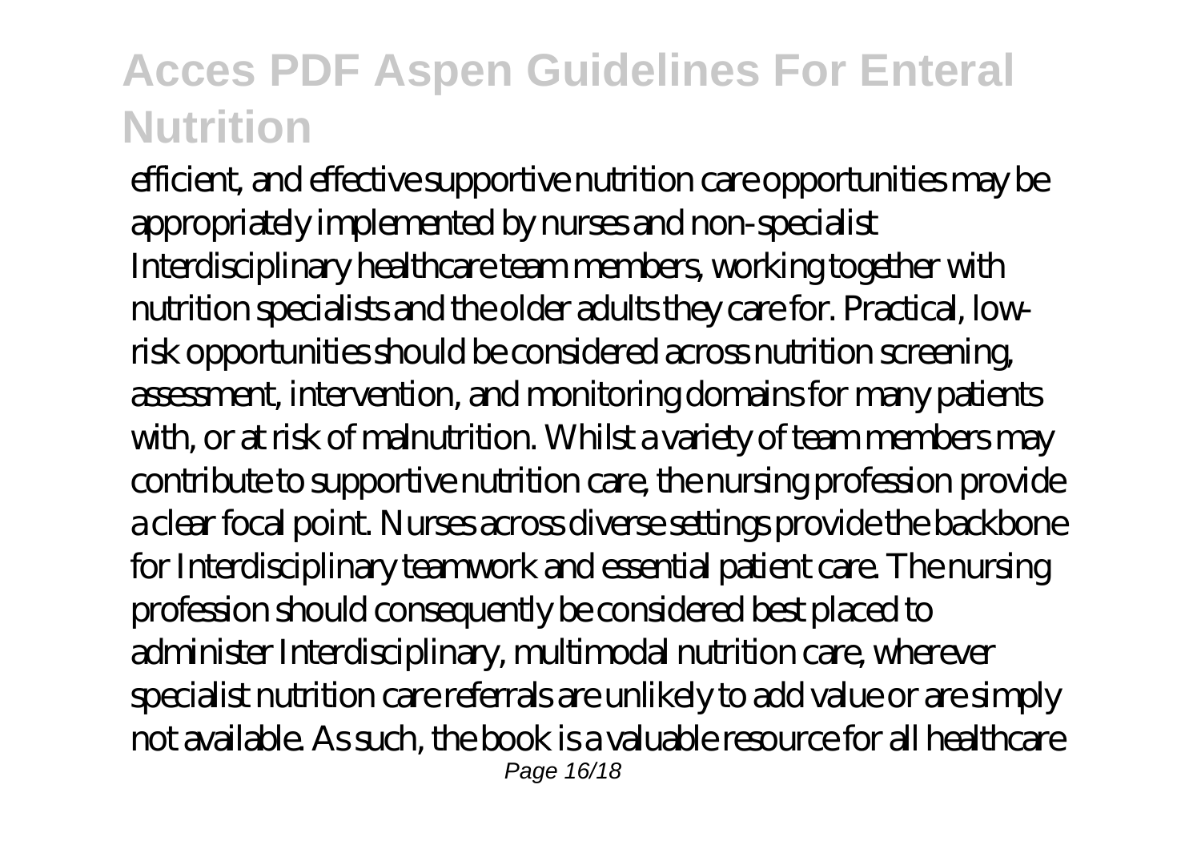efficient, and effective supportive nutrition care opportunities may be appropriately implemented by nurses and non-specialist Interdisciplinary healthcare team members, working together with nutrition specialists and the older adults they care for. Practical, low-risk opportunities should be considered across nutrition screening, assessment, intervention, and monitoring domains for many patients with, or at risk of malnutrition. Whilst a variety of team members may contribute to supportive nutrition care, the nursing profession provide a clear focal point. Nurses across diverse settings provide the backbone for Interdisciplinary teamwork and essential patient care. The nursing profession should consequently be considered best placed to administer Interdisciplinary, multimodal nutrition care, wherever specialist nutrition care referrals are unlikely to add value or are simply not available. As such, the book is a valuable resource for all healthcare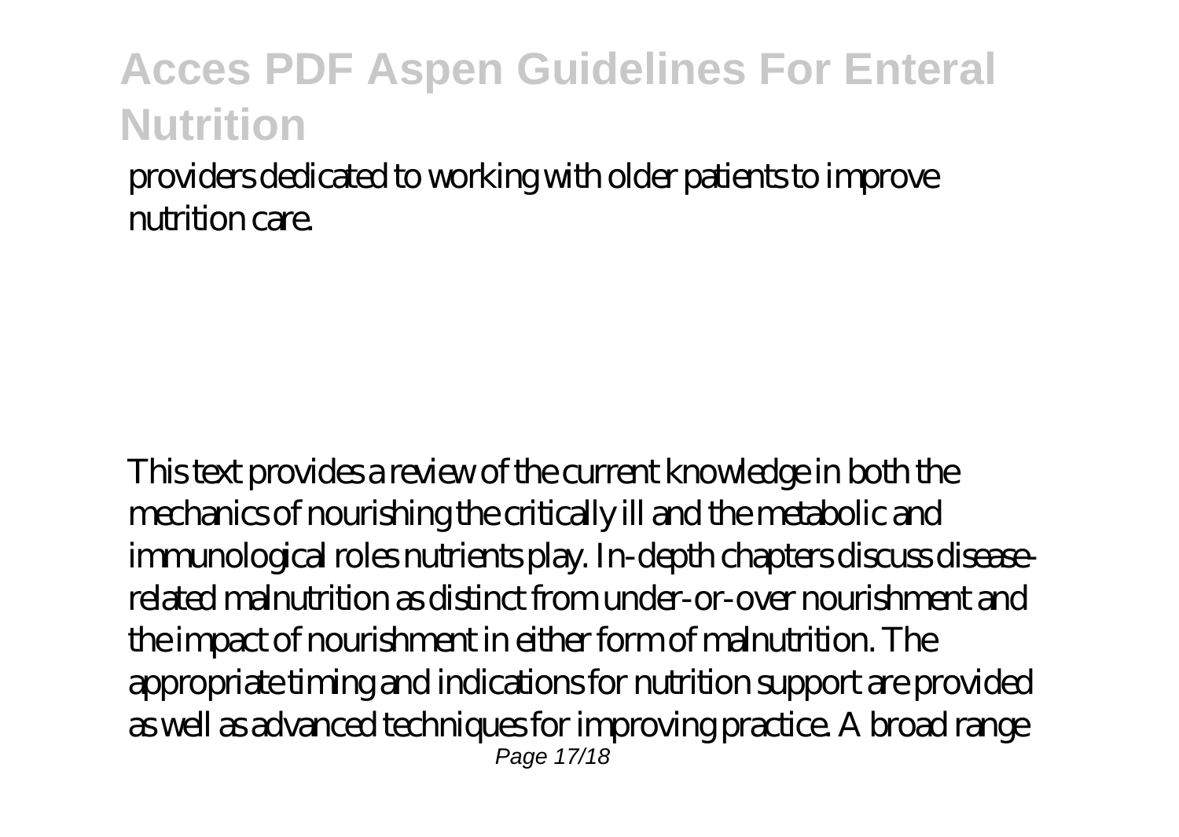providers dedicated to working with older patients to improve nutrition care.

This text provides a review of the current knowledge in both the mechanics of nourishing the critically ill and the metabolic and immunological roles nutrients play. In-depth chapters discuss disease-related malnutrition as distinct from under-or-over nourishment and the impact of nourishment in either form of malnutrition. The appropriate timing and indications for nutrition support are provided as well as advanced techniques for improving practice. A broad range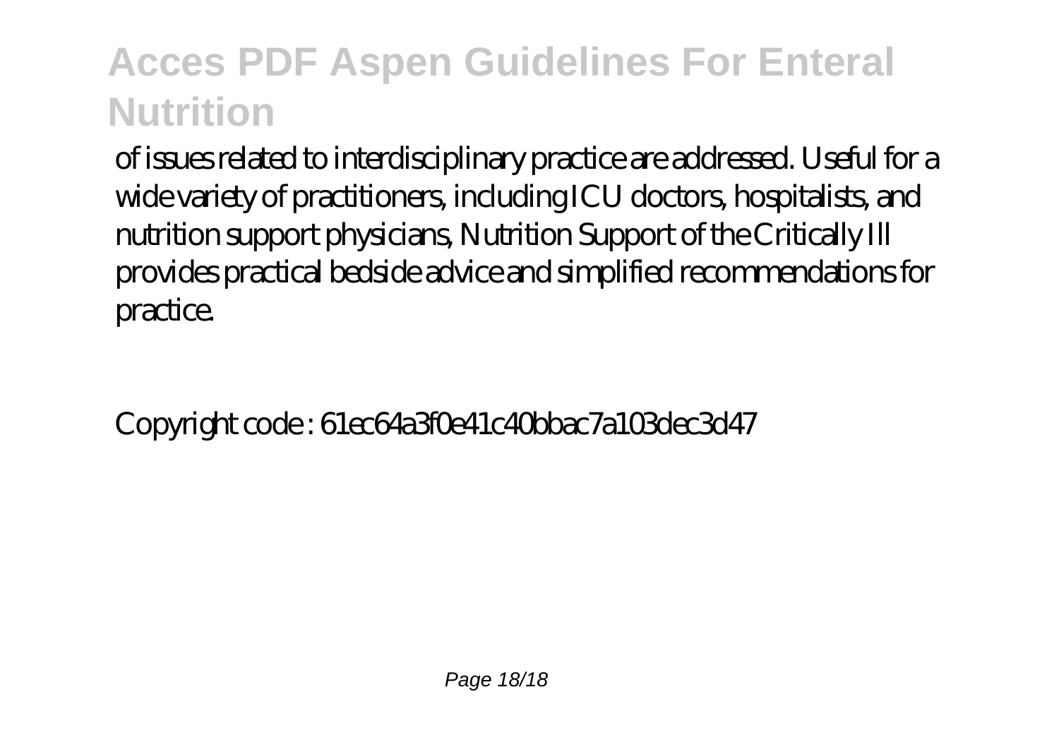of issues related to interdisciplinary practice are addressed. Useful for a wide variety of practitioners, including ICU doctors, hospitalists, and nutrition support physicians, Nutrition Support of the Critically Ill provides practical bedside advice and simplified recommendations for practice.

Copyright code : 61ec64a3f0e41c40bbac7a103dec3d47